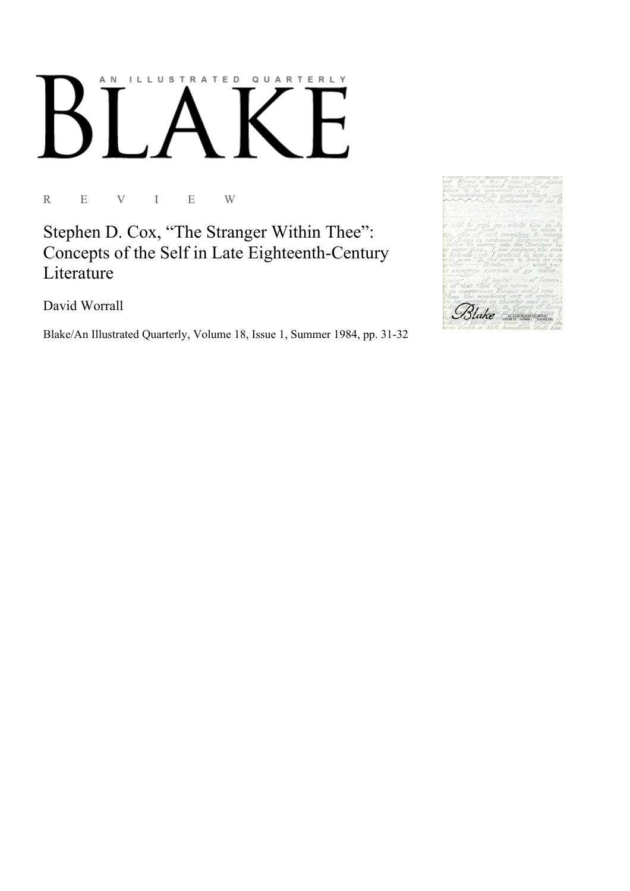# AN ILLUSTRATED QUARTERLY BLAKE

R E V I E W

## Stephen D. Cox, "The Stranger Within Thee": Concepts of the Self in Late Eighteenth-Century Literature

David Worrall

Blake/An Illustrated Quarterly, Volume 18, Issue 1, Summer 1984, pp. 31-32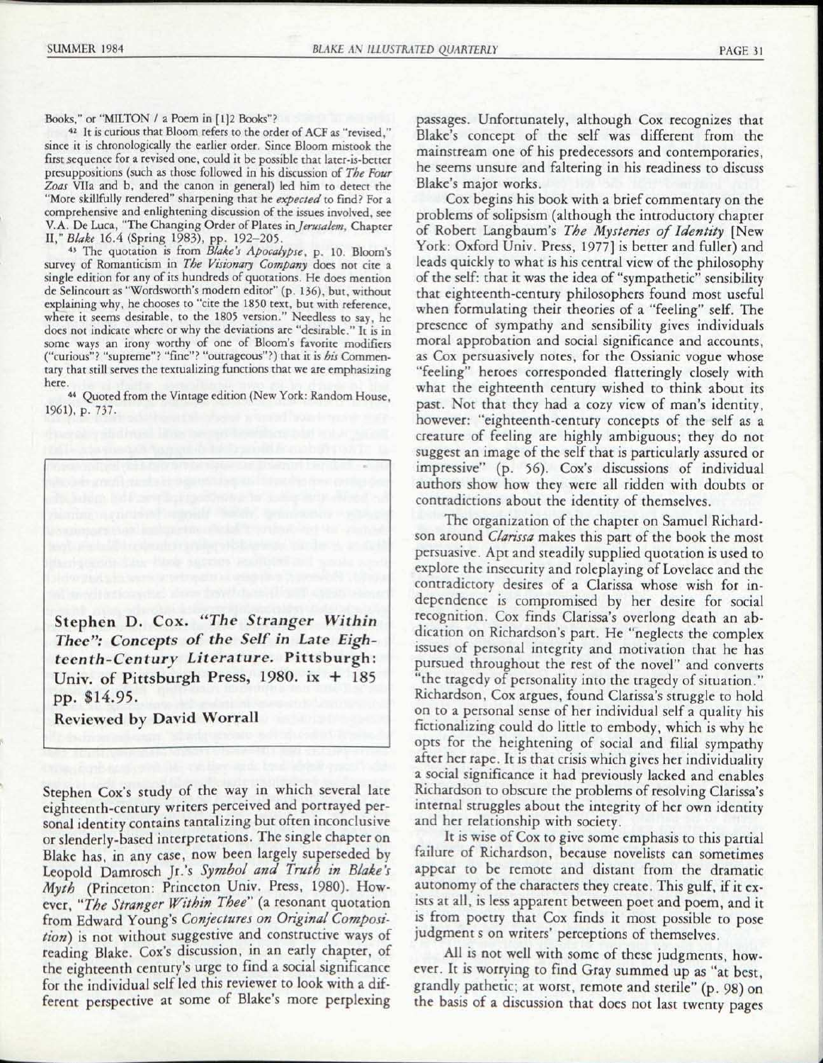Books," or "MILTON / a Poem in [1]2 Books"?

[42] It is curious that Bloom refers to the order of ACF as "revised," since it is chronologically the earlier order. Since Bloom mistook the first sequence for a revised one, could it be possible that later-is-better presuppositions (such as those followed in his discussion of *The Four Zoas* VIIa and b, and the canon in general) led him to detect the "More skillfully rendered" sharpening that he *expected* to find? For a comprehensive and enlightening discussion of the issues involved, see V.A. De Luca, "The Changing Order of Plates in *Jerusalem*, Chapter II," *Blake* 16.4 (Spring 1983), pp. 192–205.

[43] The quotation is from *Blake's Apocalypse*, p. 10. Bloom's survey of Romanticism in *The Visionary Company* does not cite a single edition for any of its hundreds of quotations. He does mention de Selincourt as "Wordsworth's modern editor" (p. 136), but, without explaining why, he chooses to "cite the 1850 text, but with reference, where it seems desirable, to the 1805 version." Needless to say, he does not indicate where or why the deviations are "desirable." It is in some ways an irony worthy of one of Bloom's favorite modifiers ("curious"? "supreme"? "fine"? "outrageous"?) that it is *his* Commentary that still serves the textualizing functions that we are emphasizing here.

[44] Quoted from the Vintage edition (New York: Random House, 1961), p. 737.

**Stephen D. Cox. *"The Stranger Within Thee": Concepts of the Self in Late Eighteenth-Century Literature.* Pittsburgh: Univ. of Pittsburgh Press, 1980. ix + 185 pp. $14.95.**

**Reviewed by David Worrall**

Stephen Cox's study of the way in which several late eighteenth-century writers perceived and portrayed personal identity contains tantalizing but often inconclusive or slenderly-based interpretations. The single chapter on Blake has, in any case, now been largely superseded by Leopold Damrosch Jr.'s *Symbol and Truth in Blake's Myth* (Princeton: Princeton Univ. Press, 1980). However, *"The Stranger Within Thee"* (a resonant quotation from Edward Young's *Conjectures on Original Composition*) is not without suggestive and constructive ways of reading Blake. Cox's discussion, in an early chapter, of the eighteenth century's urge to find a social significance for the individual self led this reviewer to look with a different perspective at some of Blake's more perplexing passages. Unfortunately, although Cox recognizes that Blake's concept of the self was different from the mainstream one of his predecessors and contemporaries, he seems unsure and faltering in his readiness to discuss Blake's major works.

Cox begins his book with a brief commentary on the problems of solipsism (although the introductory chapter of Robert Langbaum's *The Mysteries of Identity* [New York: Oxford Univ. Press, 1977] is better and fuller) and leads quickly to what is his central view of the philosophy of the self: that it was the idea of "sympathetic" sensibility that eighteenth-century philosophers found most useful when formulating their theories of a "feeling" self. The presence of sympathy and sensibility gives individuals moral approbation and social significance and accounts, as Cox persuasively notes, for the Ossianic vogue whose "feeling" heroes corresponded flatteringly closely with what the eighteenth century wished to think about its past. Not that they had a cozy view of man's identity, however: "eighteenth-century concepts of the self as a creature of feeling are highly ambiguous; they do not suggest an image of the self that is particularly assured or impressive" (p. 56). Cox's discussions of individual authors show how they were all ridden with doubts or contradictions about the identity of themselves.

The organization of the chapter on Samuel Richardson around *Clarissa* makes this part of the book the most persuasive. Apt and steadily supplied quotation is used to explore the insecurity and roleplaying of Lovelace and the contradictory desires of a Clarissa whose wish for independence is compromised by her desire for social recognition. Cox finds Clarissa's overlong death an abdication on Richardson's part. He "neglects the complex issues of personal integrity and motivation that he has pursued throughout the rest of the novel" and converts "the tragedy of personality into the tragedy of situation." Richardson, Cox argues, found Clarissa's struggle to hold on to a personal sense of her individual self a quality his fictionalizing could do little to embody, which is why he opts for the heightening of social and filial sympathy after her rape. It is that crisis which gives her individuality a social significance it had previously lacked and enables Richardson to obscure the problems of resolving Clarissa's internal struggles about the integrity of her own identity and her relationship with society.

It is wise of Cox to give some emphasis to this partial failure of Richardson, because novelists can sometimes appear to be remote and distant from the dramatic autonomy of the characters they create. This gulf, if it exists at all, is less apparent between poet and poem, and it is from poetry that Cox finds it most possible to pose judgment s on writers' perceptions of themselves.

All is not well with some of these judgments, however. It is worrying to find Gray summed up as "at best, grandly pathetic; at worst, remote and sterile" (p. 98) on the basis of a discussion that does not last twenty pages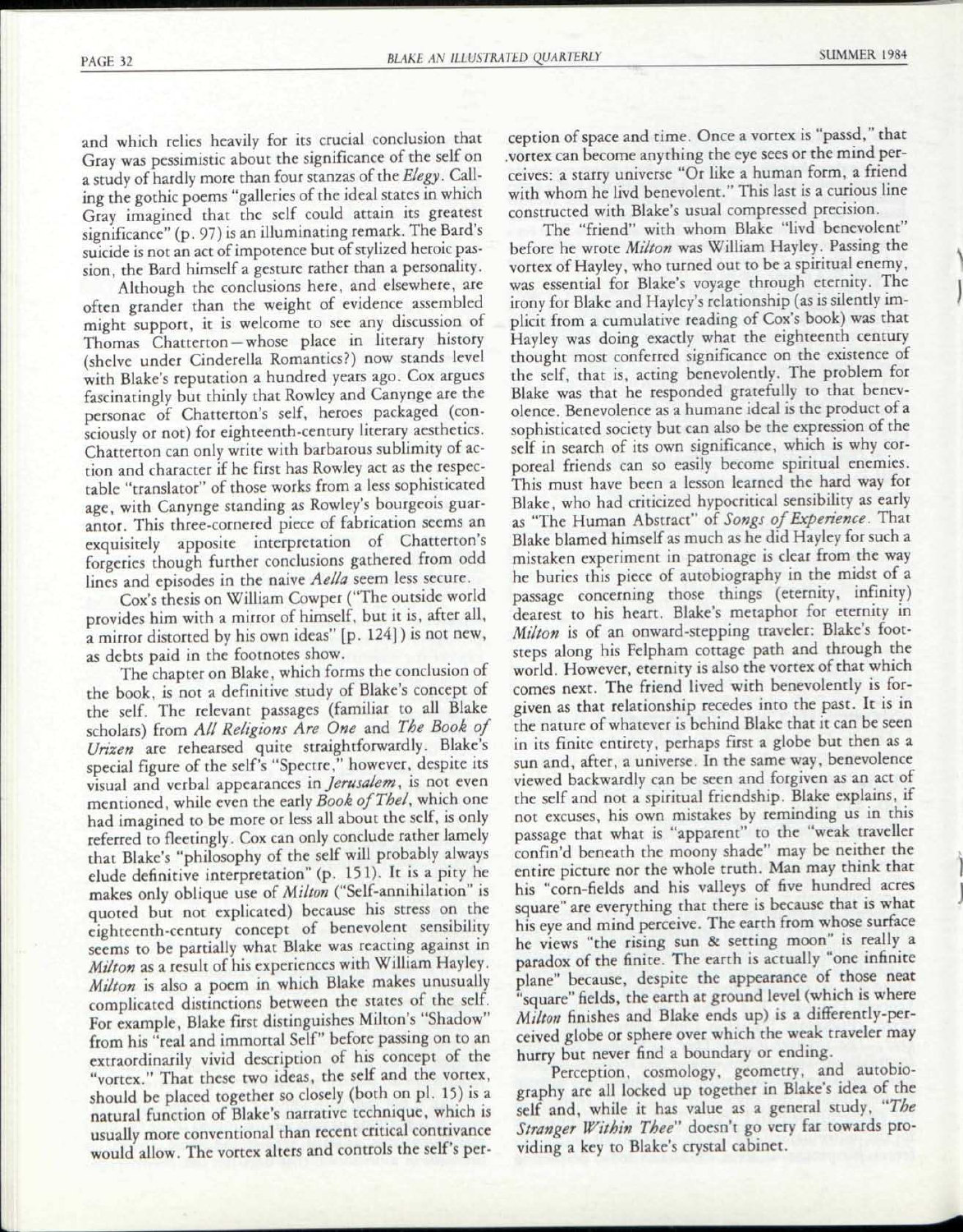and which relies heavily for its crucial conclusion that Gray was pessimistic about the significance of the self on a study of hardly more than four stanzas of the *Elegy*. Calling the gothic poems "galleries of the ideal states in which Gray imagined that the self could attain its greatest significance" (p. 97) is an illuminating remark. The Bard's suicide is not an act of impotence but of stylized heroic passion, the Bard himself a gesture rather than a personality.

Although the conclusions here, and elsewhere, are often grander than the weight of evidence assembled might support, it is welcome to see any discussion of Thomas Chatterton—whose place in literary history (shelve under Cinderella Romantics?) now stands level with Blake's reputation a hundred years ago. Cox argues fascinatingly but thinly that Rowley and Canynge are the personae of Chatterton's self, heroes packaged (consciously or not) for eighteenth-century literary aesthetics. Chatterton can only write with barbarous sublimity of action and character if he first has Rowley act as the respectable "translator" of those works from a less sophisticated age, with Canynge standing as Rowley's bourgeois guarantor. This three-cornered piece of fabrication seems an exquisitely apposite interpretation of Chatterton's forgeries though further conclusions gathered from odd lines and episodes in the naive *Aella* seem less secure.

Cox's thesis on William Cowper ("The outside world provides him with a mirror of himself, but it is, after all, a mirror distorted by his own ideas" [p. 124]) is not new, as debts paid in the footnotes show.

The chapter on Blake, which forms the conclusion of the book, is not a definitive study of Blake's concept of the self. The relevant passages (familiar to all Blake scholars) from *All Religions Are One* and *The Book of Urizen* are rehearsed quite straightforwardly. Blake's special figure of the self's "Spectre," however, despite its visual and verbal appearances in *Jerusalem*, is not even mentioned, while even the early *Book of Thel*, which one had imagined to be more or less all about the self, is only referred to fleetingly. Cox can only conclude rather lamely that Blake's "philosophy of the self will probably always elude definitive interpretation" (p. 151). It is a pity he makes only oblique use of *Milton* ("Self-annihilation" is quoted but not explicated) because his stress on the eighteenth-century concept of benevolent sensibility seems to be partially what Blake was reacting against in *Milton* as a result of his experiences with William Hayley. *Milton* is also a poem in which Blake makes unusually complicated distinctions between the states of the self. For example, Blake first distinguishes Milton's "Shadow" from his "real and immortal Self" before passing on to an extraordinarily vivid description of his concept of the "vortex." That these two ideas, the self and the vortex, should be placed together so closely (both on pl. 15) is a natural function of Blake's narrative technique, which is usually more conventional than recent critical contrivance would allow. The vortex alters and controls the self's perception of space and time. Once a vortex is "passd," that vortex can become anything the eye sees or the mind perceives: a starry universe "Or like a human form, a friend with whom he livd benevolent." This last is a curious line constructed with Blake's usual compressed precision.

The "friend" with whom Blake "livd benevolent" before he wrote *Milton* was William Hayley. Passing the vortex of Hayley, who turned out to be a spiritual enemy, was essential for Blake's voyage through eternity. The irony for Blake and Hayley's relationship (as is silently implicit from a cumulative reading of Cox's book) was that Hayley was doing exactly what the eighteenth century thought most conferred significance on the existence of the self, that is, acting benevolently. The problem for Blake was that he responded gratefully to that benevolence. Benevolence as a humane ideal is the product of a sophisticated society but can also be the expression of the self in search of its own significance, which is why corporeal friends can so easily become spiritual enemies. This must have been a lesson learned the hard way for Blake, who had criticized hypocritical sensibility as early as "The Human Abstract" of *Songs of Experience*. That Blake blamed himself as much as he did Hayley for such a mistaken experiment in patronage is clear from the way he buries this piece of autobiography in the midst of a passage concerning those things (eternity, infinity) dearest to his heart. Blake's metaphor for eternity in *Milton* is of an onward-stepping traveler: Blake's footsteps along his Felpham cottage path and through the world. However, eternity is also the vortex of that which comes next. The friend lived with benevolently is forgiven as that relationship recedes into the past. It is in the nature of whatever is behind Blake that it can be seen in its finite entirety, perhaps first a globe but then as a sun and, after, a universe. In the same way, benevolence viewed backwardly can be seen and forgiven as an act of the self and not a spiritual friendship. Blake explains, if not excuses, his own mistakes by reminding us in this passage that what is "apparent" to the "weak traveller confin'd beneath the moony shade" may be neither the entire picture nor the whole truth. Man may think that his "corn-fields and his valleys of five hundred acres square" are everything that there is because that is what his eye and mind perceive. The earth from whose surface he views "the rising sun & setting moon" is really a paradox of the finite. The earth is actually "one infinite plane" because, despite the appearance of those neat "square" fields, the earth at ground level (which is where *Milton* finishes and Blake ends up) is a differently-perceived globe or sphere over which the weak traveler may hurry but never find a boundary or ending.

Perception, cosmology, geometry, and autobiography are all locked up together in Blake's idea of the self and, while it has value as a general study, *"The Stranger Within Thee"* doesn't go very far towards providing a key to Blake's crystal cabinet.